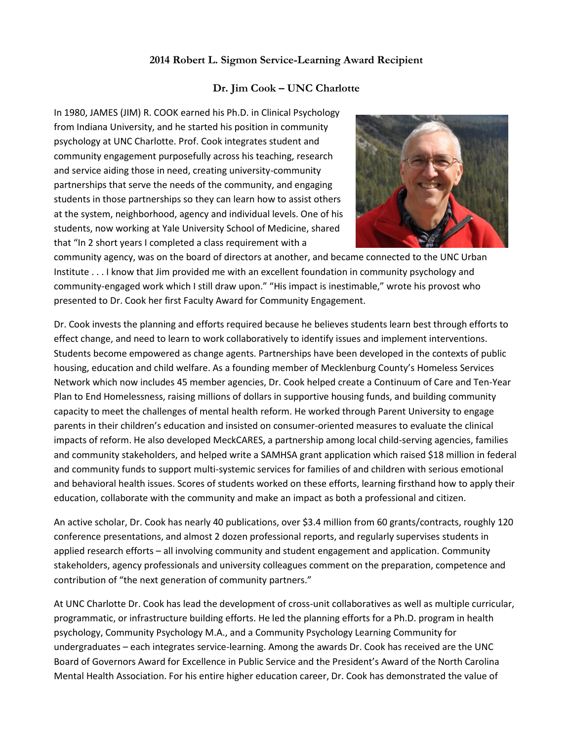**2014 Robert L. Sigmon Service-Learning Award Recipient**

**Dr. Jim Cook – UNC Charlotte**

In 1980, JAMES (JIM) R. COOK earned his Ph.D. in Clinical Psychology from Indiana University, and he started his position in community psychology at UNC Charlotte. Prof. Cook integrates student and community engagement purposefully across his teaching, research and service aiding those in need, creating university-community partnerships that serve the needs of the community, and engaging students in those partnerships so they can learn how to assist others at the system, neighborhood, agency and individual levels. One of his students, now working at Yale University School of Medicine, shared that "In 2 short years I completed a class requirement with a community agency, was on the board of directors at another, and became connected to the UNC Urban Institute . . . I know that Jim provided me with an excellent foundation in community psychology and community-engaged work which I still draw upon." "His impact is inestimable," wrote his provost who presented to Dr. Cook her first Faculty Award for Community Engagement.

Dr. Cook invests the planning and efforts required because he believes students learn best through efforts to effect change, and need to learn to work collaboratively to identify issues and implement interventions. Students become empowered as change agents. Partnerships have been developed in the contexts of public housing, education and child welfare. As a founding member of Mecklenburg County's Homeless Services Network which now includes 45 member agencies, Dr. Cook helped create a Continuum of Care and Ten-Year Plan to End Homelessness, raising millions of dollars in supportive housing funds, and building community capacity to meet the challenges of mental health reform. He worked through Parent University to engage parents in their children's education and insisted on consumer-oriented measures to evaluate the clinical impacts of reform. He also developed MeckCARES, a partnership among local child-serving agencies, families and community stakeholders, and helped write a SAMHSA grant application which raised $18 million in federal and community funds to support multi-systemic services for families of and children with serious emotional and behavioral health issues. Scores of students worked on these efforts, learning firsthand how to apply their education, collaborate with the community and make an impact as both a professional and citizen.

An active scholar, Dr. Cook has nearly 40 publications, over $3.4 million from 60 grants/contracts, roughly 120 conference presentations, and almost 2 dozen professional reports, and regularly supervises students in applied research efforts – all involving community and student engagement and application. Community stakeholders, agency professionals and university colleagues comment on the preparation, competence and contribution of "the next generation of community partners."

At UNC Charlotte Dr. Cook has lead the development of cross-unit collaboratives as well as multiple curricular, programmatic, or infrastructure building efforts. He led the planning efforts for a Ph.D. program in health psychology, Community Psychology M.A., and a Community Psychology Learning Community for undergraduates – each integrates service-learning. Among the awards Dr. Cook has received are the UNC Board of Governors Award for Excellence in Public Service and the President's Award of the North Carolina Mental Health Association. For his entire higher education career, Dr. Cook has demonstrated the value of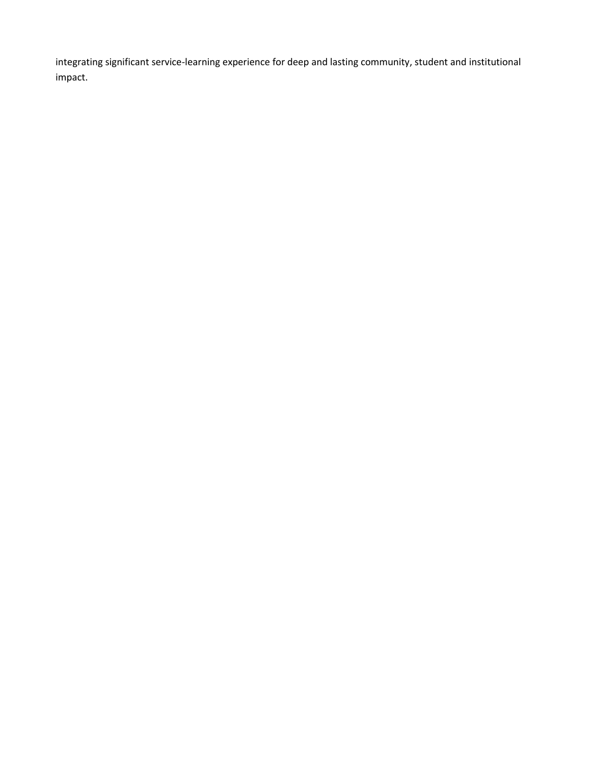integrating significant service-learning experience for deep and lasting community, student and institutional impact.